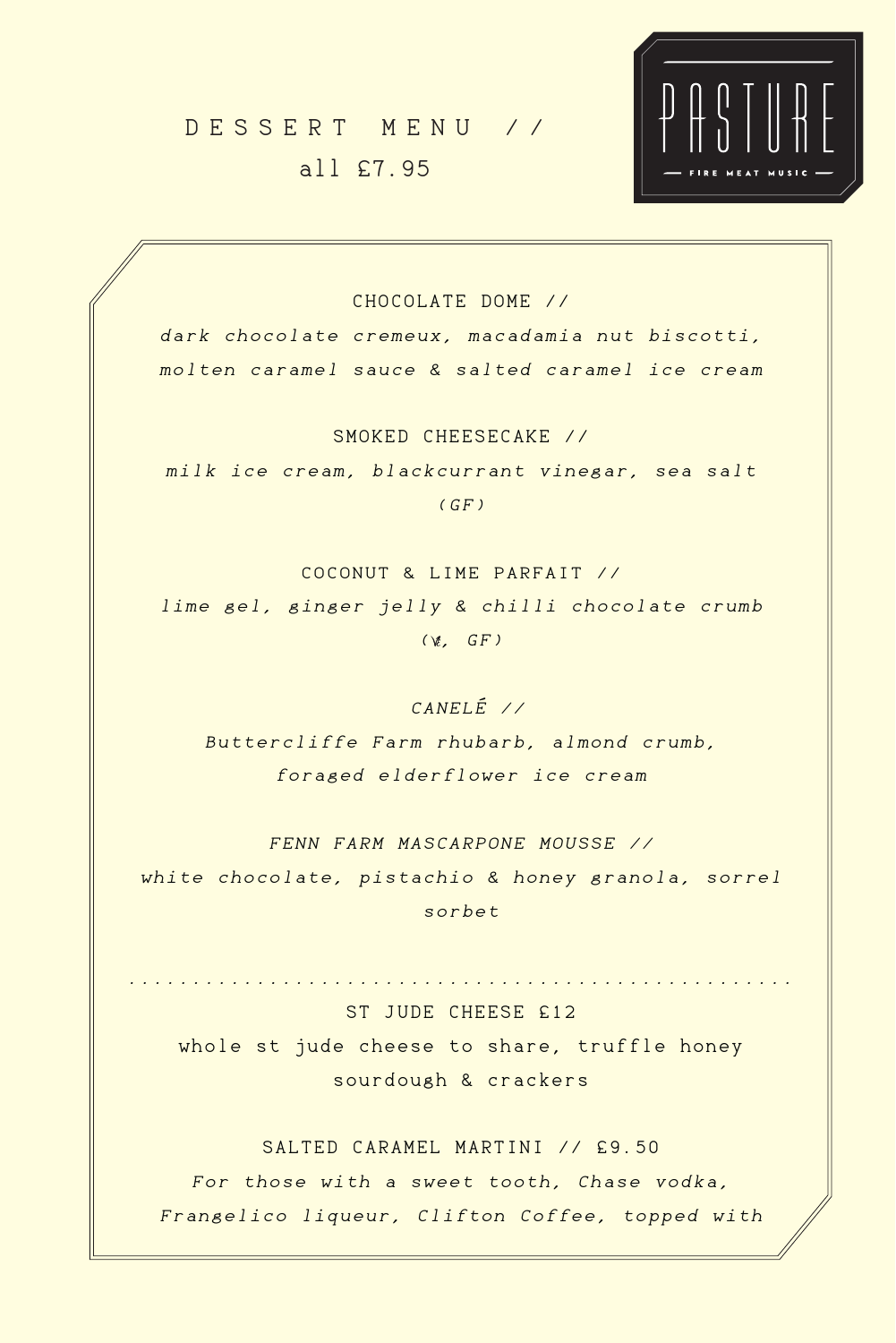# DESSERT MENU //

all £7.95

PASTURE

FIRE MEAT MUSIC

### CHOCOLATE DOME //

*dark chocolate cremeux, macadamia nut biscotti, molten caramel sauce & salted caramel ice cream*

### SMOKED CHEESECAKE //

*milk ice cream, blackcurrant vinegar, sea salt (GF)*

### COCONUT & LIME PARFAIT //

*lime gel, ginger jelly & chilli chocolate crumb (V, GF)*

### *CANELÉ //*

*Buttercliffe Farm rhubarb, almond crumb, foraged elderflower ice cream*

### *FENN FARM MASCARPONE MOUSSE //*

*white chocolate, pistachio & honey granola, sorrel sorbet*

---

### ST JUDE CHEESE £12

whole st jude cheese to share, truffle honey sourdough & crackers

### SALTED CARAMEL MARTINI // £9.50

*For those with a sweet tooth, Chase vodka, Frangelico liqueur, Clifton Coffee, topped with*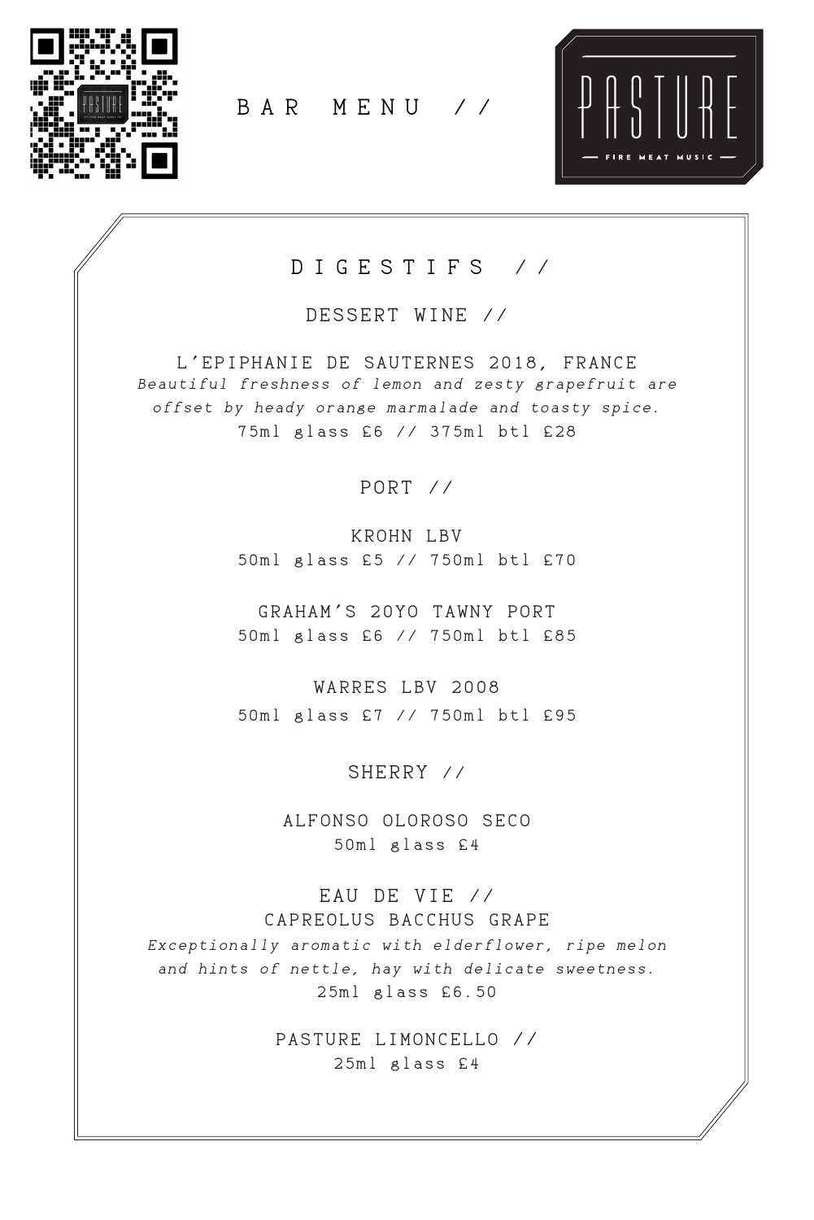# BAR MENU //

PASTURE

FIRE MEAT MUSIC

## DIGESTIFS //

### DESSERT WINE //

L'EPIPHANIE DE SAUTERNES 2018, FRANCE

*Beautiful freshness of lemon and zesty grapefruit are offset by heady orange marmalade and toasty spice.*

75ml glass £6 // 375ml btl £28

### PORT //

KROHN LBV

50ml glass £5 // 750ml btl £70

GRAHAM'S 20YO TAWNY PORT

50ml glass £6 // 750ml btl £85

WARRES LBV 2008

50ml glass £7 // 750ml btl £95

### SHERRY //

ALFONSO OLOROSO SECO

50ml glass £4

### EAU DE VIE //

CAPREOLUS BACCHUS GRAPE

*Exceptionally aromatic with elderflower, ripe melon and hints of nettle, hay with delicate sweetness.*

25ml glass £6.50

### PASTURE LIMONCELLO //

25ml glass £4